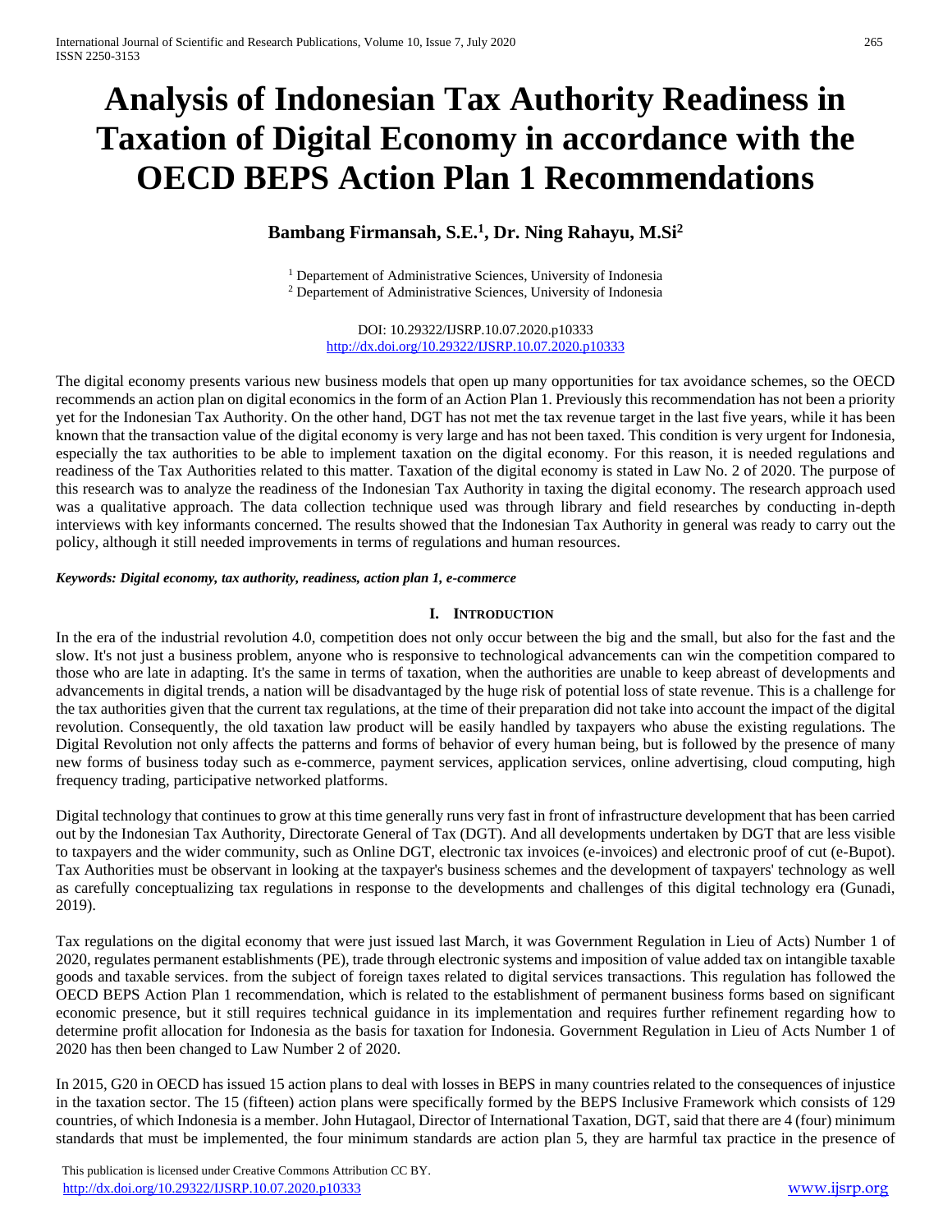# Analysis of Indonesian Tax Authority Readiness in Taxation of Digital Economy in accordance with the OECD BEPS Action Plan 1 Recommendations

**Bambang Firmansah, S.E.[1], Dr. Ning Rahayu, M.Si[2]**

[1] Departement of Administrative Sciences, University of Indonesia
[2] Departement of Administrative Sciences, University of Indonesia

DOI: 10.29322/IJSRP.10.07.2020.p10333
http://dx.doi.org/10.29322/IJSRP.10.07.2020.p10333

The digital economy presents various new business models that open up many opportunities for tax avoidance schemes, so the OECD recommends an action plan on digital economics in the form of an Action Plan 1. Previously this recommendation has not been a priority yet for the Indonesian Tax Authority. On the other hand, DGT has not met the tax revenue target in the last five years, while it has been known that the transaction value of the digital economy is very large and has not been taxed. This condition is very urgent for Indonesia, especially the tax authorities to be able to implement taxation on the digital economy. For this reason, it is needed regulations and readiness of the Tax Authorities related to this matter. Taxation of the digital economy is stated in Law No. 2 of 2020. The purpose of this research was to analyze the readiness of the Indonesian Tax Authority in taxing the digital economy. The research approach used was a qualitative approach. The data collection technique used was through library and field researches by conducting in-depth interviews with key informants concerned. The results showed that the Indonesian Tax Authority in general was ready to carry out the policy, although it still needed improvements in terms of regulations and human resources.

***Keywords: Digital economy, tax authority, readiness, action plan 1, e-commerce***

## I. Introduction

In the era of the industrial revolution 4.0, competition does not only occur between the big and the small, but also for the fast and the slow. It's not just a business problem, anyone who is responsive to technological advancements can win the competition compared to those who are late in adapting. It's the same in terms of taxation, when the authorities are unable to keep abreast of developments and advancements in digital trends, a nation will be disadvantaged by the huge risk of potential loss of state revenue. This is a challenge for the tax authorities given that the current tax regulations, at the time of their preparation did not take into account the impact of the digital revolution. Consequently, the old taxation law product will be easily handled by taxpayers who abuse the existing regulations. The Digital Revolution not only affects the patterns and forms of behavior of every human being, but is followed by the presence of many new forms of business today such as e-commerce, payment services, application services, online advertising, cloud computing, high frequency trading, participative networked platforms.

Digital technology that continues to grow at this time generally runs very fast in front of infrastructure development that has been carried out by the Indonesian Tax Authority, Directorate General of Tax (DGT). And all developments undertaken by DGT that are less visible to taxpayers and the wider community, such as Online DGT, electronic tax invoices (e-invoices) and electronic proof of cut (e-Bupot). Tax Authorities must be observant in looking at the taxpayer's business schemes and the development of taxpayers' technology as well as carefully conceptualizing tax regulations in response to the developments and challenges of this digital technology era (Gunadi, 2019).

Tax regulations on the digital economy that were just issued last March, it was Government Regulation in Lieu of Acts) Number 1 of 2020, regulates permanent establishments (PE), trade through electronic systems and imposition of value added tax on intangible taxable goods and taxable services. from the subject of foreign taxes related to digital services transactions. This regulation has followed the OECD BEPS Action Plan 1 recommendation, which is related to the establishment of permanent business forms based on significant economic presence, but it still requires technical guidance in its implementation and requires further refinement regarding how to determine profit allocation for Indonesia as the basis for taxation for Indonesia. Government Regulation in Lieu of Acts Number 1 of 2020 has then been changed to Law Number 2 of 2020.

In 2015, G20 in OECD has issued 15 action plans to deal with losses in BEPS in many countries related to the consequences of injustice in the taxation sector. The 15 (fifteen) action plans were specifically formed by the BEPS Inclusive Framework which consists of 129 countries, of which Indonesia is a member. John Hutagaol, Director of International Taxation, DGT, said that there are 4 (four) minimum standards that must be implemented, the four minimum standards are action plan 5, they are harmful tax practice in the presence of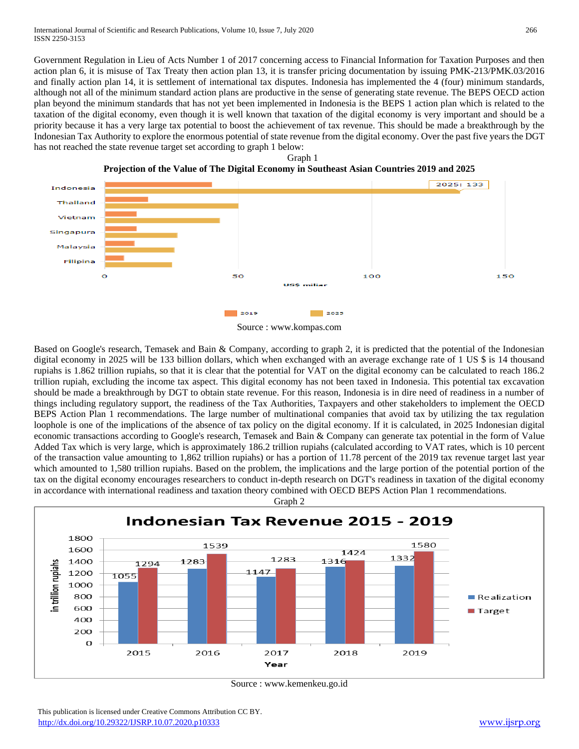Government Regulation in Lieu of Acts Number 1 of 2017 concerning access to Financial Information for Taxation Purposes and then action plan 6, it is misuse of Tax Treaty then action plan 13, it is transfer pricing documentation by issuing PMK-213/PMK.03/2016 and finally action plan 14, it is settlement of international tax disputes. Indonesia has implemented the 4 (four) minimum standards, although not all of the minimum standard action plans are productive in the sense of generating state revenue. The BEPS OECD action plan beyond the minimum standards that has not yet been implemented in Indonesia is the BEPS 1 action plan which is related to the taxation of the digital economy, even though it is well known that taxation of the digital economy is very important and should be a priority because it has a very large tax potential to boost the achievement of tax revenue. This should be made a breakthrough by the Indonesian Tax Authority to explore the enormous potential of state revenue from the digital economy. Over the past five years the DGT has not reached the state revenue target set according to graph 1 below:

Graph 1

**Projection of the Value of The Digital Economy in Southeast Asian Countries 2019 and 2025**

Source : www.kompas.com

Based on Google's research, Temasek and Bain & Company, according to graph 2, it is predicted that the potential of the Indonesian digital economy in 2025 will be 133 billion dollars, which when exchanged with an average exchange rate of 1 US $ is 14 thousand rupiahs is 1.862 trillion rupiahs, so that it is clear that the potential for VAT on the digital economy can be calculated to reach 186.2 trillion rupiah, excluding the income tax aspect. This digital economy has not been taxed in Indonesia. This potential tax excavation should be made a breakthrough by DGT to obtain state revenue. For this reason, Indonesia is in dire need of readiness in a number of things including regulatory support, the readiness of the Tax Authorities, Taxpayers and other stakeholders to implement the OECD BEPS Action Plan 1 recommendations. The large number of multinational companies that avoid tax by utilizing the tax regulation loophole is one of the implications of the absence of tax policy on the digital economy. If it is calculated, in 2025 Indonesian digital economic transactions according to Google's research, Temasek and Bain & Company can generate tax potential in the form of Value Added Tax which is very large, which is approximately 186.2 trillion rupiahs (calculated according to VAT rates, which is 10 percent of the transaction value amounting to 1,862 trillion rupiahs) or has a portion of 11.78 percent of the 2019 tax revenue target last year which amounted to 1,580 trillion rupiahs. Based on the problem, the implications and the large portion of the potential portion of the tax on the digital economy encourages researchers to conduct in-depth research on DGT's readiness in taxation of the digital economy in accordance with international readiness and taxation theory combined with OECD BEPS Action Plan 1 recommendations.

Graph 2

**Indonesian Tax Revenue 2015 - 2019**

| Year | Realization (in trillion rupiahs) | Target (in trillion rupiahs) |
|---|---|---|
| 2015 | 1055 | 1294 |
| 2016 | 1283 | 1539 |
| 2017 | 1147 | 1283 |
| 2018 | 1316 | 1424 |
| 2019 | 1332 | 1580 |

Source : www.kemenkeu.go.id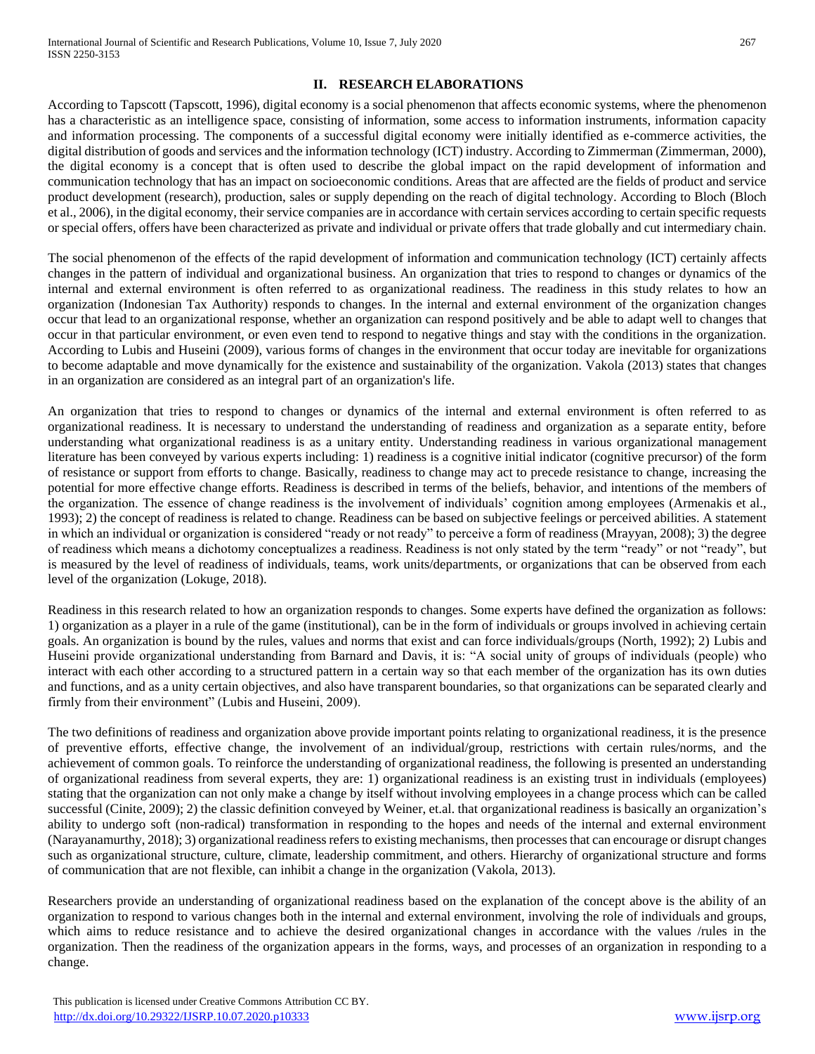## II. RESEARCH ELABORATIONS

According to Tapscott (Tapscott, 1996), digital economy is a social phenomenon that affects economic systems, where the phenomenon has a characteristic as an intelligence space, consisting of information, some access to information instruments, information capacity and information processing. The components of a successful digital economy were initially identified as e-commerce activities, the digital distribution of goods and services and the information technology (ICT) industry. According to Zimmerman (Zimmerman, 2000), the digital economy is a concept that is often used to describe the global impact on the rapid development of information and communication technology that has an impact on socioeconomic conditions. Areas that are affected are the fields of product and service product development (research), production, sales or supply depending on the reach of digital technology. According to Bloch (Bloch et al., 2006), in the digital economy, their service companies are in accordance with certain services according to certain specific requests or special offers, offers have been characterized as private and individual or private offers that trade globally and cut intermediary chain.

The social phenomenon of the effects of the rapid development of information and communication technology (ICT) certainly affects changes in the pattern of individual and organizational business. An organization that tries to respond to changes or dynamics of the internal and external environment is often referred to as organizational readiness. The readiness in this study relates to how an organization (Indonesian Tax Authority) responds to changes. In the internal and external environment of the organization changes occur that lead to an organizational response, whether an organization can respond positively and be able to adapt well to changes that occur in that particular environment, or even even tend to respond to negative things and stay with the conditions in the organization. According to Lubis and Huseini (2009), various forms of changes in the environment that occur today are inevitable for organizations to become adaptable and move dynamically for the existence and sustainability of the organization. Vakola (2013) states that changes in an organization are considered as an integral part of an organization's life.

An organization that tries to respond to changes or dynamics of the internal and external environment is often referred to as organizational readiness. It is necessary to understand the understanding of readiness and organization as a separate entity, before understanding what organizational readiness is as a unitary entity. Understanding readiness in various organizational management literature has been conveyed by various experts including: 1) readiness is a cognitive initial indicator (cognitive precursor) of the form of resistance or support from efforts to change. Basically, readiness to change may act to precede resistance to change, increasing the potential for more effective change efforts. Readiness is described in terms of the beliefs, behavior, and intentions of the members of the organization. The essence of change readiness is the involvement of individuals' cognition among employees (Armenakis et al., 1993); 2) the concept of readiness is related to change. Readiness can be based on subjective feelings or perceived abilities. A statement in which an individual or organization is considered "ready or not ready" to perceive a form of readiness (Mrayyan, 2008); 3) the degree of readiness which means a dichotomy conceptualizes a readiness. Readiness is not only stated by the term "ready" or not "ready", but is measured by the level of readiness of individuals, teams, work units/departments, or organizations that can be observed from each level of the organization (Lokuge, 2018).

Readiness in this research related to how an organization responds to changes. Some experts have defined the organization as follows: 1) organization as a player in a rule of the game (institutional), can be in the form of individuals or groups involved in achieving certain goals. An organization is bound by the rules, values and norms that exist and can force individuals/groups (North, 1992); 2) Lubis and Huseini provide organizational understanding from Barnard and Davis, it is: "A social unity of groups of individuals (people) who interact with each other according to a structured pattern in a certain way so that each member of the organization has its own duties and functions, and as a unity certain objectives, and also have transparent boundaries, so that organizations can be separated clearly and firmly from their environment" (Lubis and Huseini, 2009).

The two definitions of readiness and organization above provide important points relating to organizational readiness, it is the presence of preventive efforts, effective change, the involvement of an individual/group, restrictions with certain rules/norms, and the achievement of common goals. To reinforce the understanding of organizational readiness, the following is presented an understanding of organizational readiness from several experts, they are: 1) organizational readiness is an existing trust in individuals (employees) stating that the organization can not only make a change by itself without involving employees in a change process which can be called successful (Cinite, 2009); 2) the classic definition conveyed by Weiner, et.al. that organizational readiness is basically an organization's ability to undergo soft (non-radical) transformation in responding to the hopes and needs of the internal and external environment (Narayanamurthy, 2018); 3) organizational readiness refers to existing mechanisms, then processes that can encourage or disrupt changes such as organizational structure, culture, climate, leadership commitment, and others. Hierarchy of organizational structure and forms of communication that are not flexible, can inhibit a change in the organization (Vakola, 2013).

Researchers provide an understanding of organizational readiness based on the explanation of the concept above is the ability of an organization to respond to various changes both in the internal and external environment, involving the role of individuals and groups, which aims to reduce resistance and to achieve the desired organizational changes in accordance with the values /rules in the organization. Then the readiness of the organization appears in the forms, ways, and processes of an organization in responding to a change.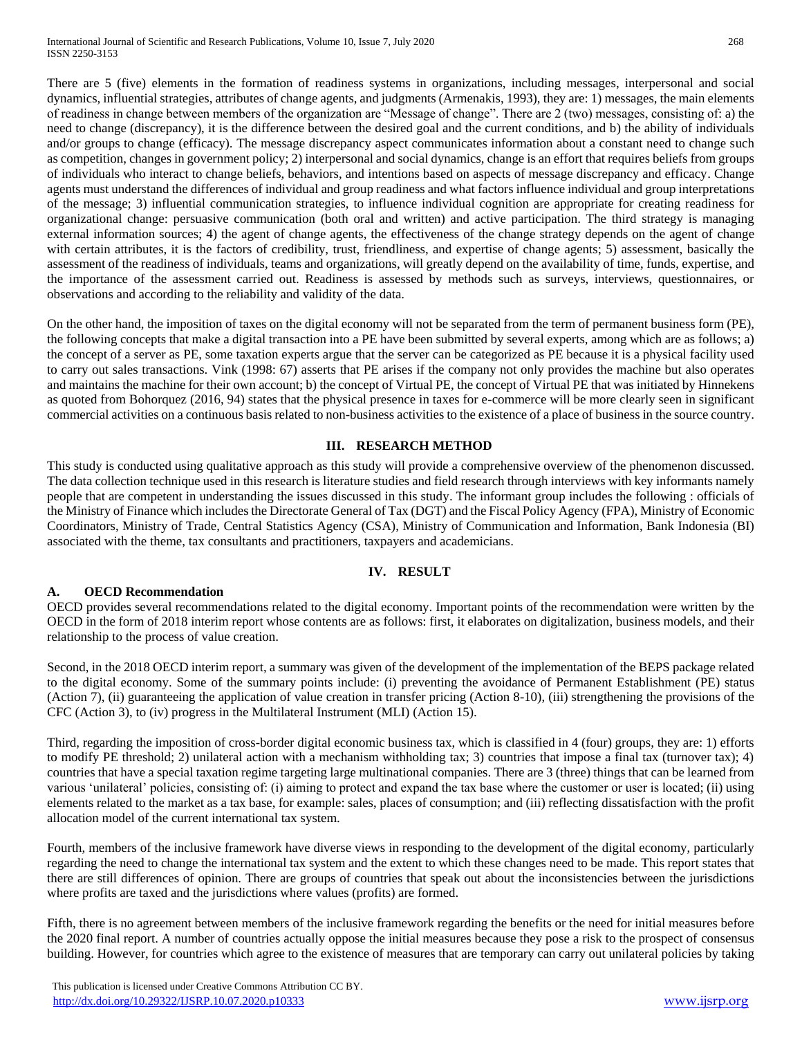There are 5 (five) elements in the formation of readiness systems in organizations, including messages, interpersonal and social dynamics, influential strategies, attributes of change agents, and judgments (Armenakis, 1993), they are: 1) messages, the main elements of readiness in change between members of the organization are "Message of change". There are 2 (two) messages, consisting of: a) the need to change (discrepancy), it is the difference between the desired goal and the current conditions, and b) the ability of individuals and/or groups to change (efficacy). The message discrepancy aspect communicates information about a constant need to change such as competition, changes in government policy; 2) interpersonal and social dynamics, change is an effort that requires beliefs from groups of individuals who interact to change beliefs, behaviors, and intentions based on aspects of message discrepancy and efficacy. Change agents must understand the differences of individual and group readiness and what factors influence individual and group interpretations of the message; 3) influential communication strategies, to influence individual cognition are appropriate for creating readiness for organizational change: persuasive communication (both oral and written) and active participation. The third strategy is managing external information sources; 4) the agent of change agents, the effectiveness of the change strategy depends on the agent of change with certain attributes, it is the factors of credibility, trust, friendliness, and expertise of change agents; 5) assessment, basically the assessment of the readiness of individuals, teams and organizations, will greatly depend on the availability of time, funds, expertise, and the importance of the assessment carried out. Readiness is assessed by methods such as surveys, interviews, questionnaires, or observations and according to the reliability and validity of the data.

On the other hand, the imposition of taxes on the digital economy will not be separated from the term of permanent business form (PE), the following concepts that make a digital transaction into a PE have been submitted by several experts, among which are as follows; a) the concept of a server as PE, some taxation experts argue that the server can be categorized as PE because it is a physical facility used to carry out sales transactions. Vink (1998: 67) asserts that PE arises if the company not only provides the machine but also operates and maintains the machine for their own account; b) the concept of Virtual PE, the concept of Virtual PE that was initiated by Hinnekens as quoted from Bohorquez (2016, 94) states that the physical presence in taxes for e-commerce will be more clearly seen in significant commercial activities on a continuous basis related to non-business activities to the existence of a place of business in the source country.

## III. RESEARCH METHOD

This study is conducted using qualitative approach as this study will provide a comprehensive overview of the phenomenon discussed. The data collection technique used in this research is literature studies and field research through interviews with key informants namely people that are competent in understanding the issues discussed in this study. The informant group includes the following : officials of the Ministry of Finance which includes the Directorate General of Tax (DGT) and the Fiscal Policy Agency (FPA), Ministry of Economic Coordinators, Ministry of Trade, Central Statistics Agency (CSA), Ministry of Communication and Information, Bank Indonesia (BI) associated with the theme, tax consultants and practitioners, taxpayers and academicians.

## IV. RESULT

### A. OECD Recommendation

OECD provides several recommendations related to the digital economy. Important points of the recommendation were written by the OECD in the form of 2018 interim report whose contents are as follows: first, it elaborates on digitalization, business models, and their relationship to the process of value creation.

Second, in the 2018 OECD interim report, a summary was given of the development of the implementation of the BEPS package related to the digital economy. Some of the summary points include: (i) preventing the avoidance of Permanent Establishment (PE) status (Action 7), (ii) guaranteeing the application of value creation in transfer pricing (Action 8-10), (iii) strengthening the provisions of the CFC (Action 3), to (iv) progress in the Multilateral Instrument (MLI) (Action 15).

Third, regarding the imposition of cross-border digital economic business tax, which is classified in 4 (four) groups, they are: 1) efforts to modify PE threshold; 2) unilateral action with a mechanism withholding tax; 3) countries that impose a final tax (turnover tax); 4) countries that have a special taxation regime targeting large multinational companies. There are 3 (three) things that can be learned from various 'unilateral' policies, consisting of: (i) aiming to protect and expand the tax base where the customer or user is located; (ii) using elements related to the market as a tax base, for example: sales, places of consumption; and (iii) reflecting dissatisfaction with the profit allocation model of the current international tax system.

Fourth, members of the inclusive framework have diverse views in responding to the development of the digital economy, particularly regarding the need to change the international tax system and the extent to which these changes need to be made. This report states that there are still differences of opinion. There are groups of countries that speak out about the inconsistencies between the jurisdictions where profits are taxed and the jurisdictions where values (profits) are formed.

Fifth, there is no agreement between members of the inclusive framework regarding the benefits or the need for initial measures before the 2020 final report. A number of countries actually oppose the initial measures because they pose a risk to the prospect of consensus building. However, for countries which agree to the existence of measures that are temporary can carry out unilateral policies by taking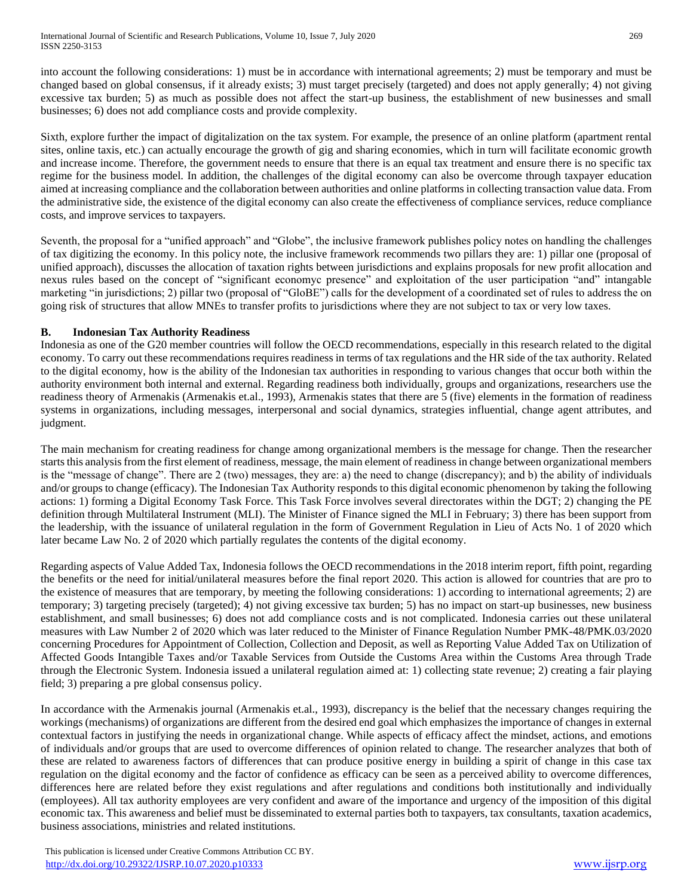into account the following considerations: 1) must be in accordance with international agreements; 2) must be temporary and must be changed based on global consensus, if it already exists; 3) must target precisely (targeted) and does not apply generally; 4) not giving excessive tax burden; 5) as much as possible does not affect the start-up business, the establishment of new businesses and small businesses; 6) does not add compliance costs and provide complexity.

Sixth, explore further the impact of digitalization on the tax system. For example, the presence of an online platform (apartment rental sites, online taxis, etc.) can actually encourage the growth of gig and sharing economies, which in turn will facilitate economic growth and increase income. Therefore, the government needs to ensure that there is an equal tax treatment and ensure there is no specific tax regime for the business model. In addition, the challenges of the digital economy can also be overcome through taxpayer education aimed at increasing compliance and the collaboration between authorities and online platforms in collecting transaction value data. From the administrative side, the existence of the digital economy can also create the effectiveness of compliance services, reduce compliance costs, and improve services to taxpayers.

Seventh, the proposal for a "unified approach" and "Globe", the inclusive framework publishes policy notes on handling the challenges of tax digitizing the economy. In this policy note, the inclusive framework recommends two pillars they are: 1) pillar one (proposal of unified approach), discusses the allocation of taxation rights between jurisdictions and explains proposals for new profit allocation and nexus rules based on the concept of "significant economyc presence" and exploitation of the user participation "and" intangable marketing "in jurisdictions; 2) pillar two (proposal of "GloBE") calls for the development of a coordinated set of rules to address the on going risk of structures that allow MNEs to transfer profits to jurisdictions where they are not subject to tax or very low taxes.

### B. Indonesian Tax Authority Readiness

Indonesia as one of the G20 member countries will follow the OECD recommendations, especially in this research related to the digital economy. To carry out these recommendations requires readiness in terms of tax regulations and the HR side of the tax authority. Related to the digital economy, how is the ability of the Indonesian tax authorities in responding to various changes that occur both within the authority environment both internal and external. Regarding readiness both individually, groups and organizations, researchers use the readiness theory of Armenakis (Armenakis et.al., 1993), Armenakis states that there are 5 (five) elements in the formation of readiness systems in organizations, including messages, interpersonal and social dynamics, strategies influential, change agent attributes, and judgment.

The main mechanism for creating readiness for change among organizational members is the message for change. Then the researcher starts this analysis from the first element of readiness, message, the main element of readiness in change between organizational members is the "message of change". There are 2 (two) messages, they are: a) the need to change (discrepancy); and b) the ability of individuals and/or groups to change (efficacy). The Indonesian Tax Authority responds to this digital economic phenomenon by taking the following actions: 1) forming a Digital Economy Task Force. This Task Force involves several directorates within the DGT; 2) changing the PE definition through Multilateral Instrument (MLI). The Minister of Finance signed the MLI in February; 3) there has been support from the leadership, with the issuance of unilateral regulation in the form of Government Regulation in Lieu of Acts No. 1 of 2020 which later became Law No. 2 of 2020 which partially regulates the contents of the digital economy.

Regarding aspects of Value Added Tax, Indonesia follows the OECD recommendations in the 2018 interim report, fifth point, regarding the benefits or the need for initial/unilateral measures before the final report 2020. This action is allowed for countries that are pro to the existence of measures that are temporary, by meeting the following considerations: 1) according to international agreements; 2) are temporary; 3) targeting precisely (targeted); 4) not giving excessive tax burden; 5) has no impact on start-up businesses, new business establishment, and small businesses; 6) does not add compliance costs and is not complicated. Indonesia carries out these unilateral measures with Law Number 2 of 2020 which was later reduced to the Minister of Finance Regulation Number PMK-48/PMK.03/2020 concerning Procedures for Appointment of Collection, Collection and Deposit, as well as Reporting Value Added Tax on Utilization of Affected Goods Intangible Taxes and/or Taxable Services from Outside the Customs Area within the Customs Area through Trade through the Electronic System. Indonesia issued a unilateral regulation aimed at: 1) collecting state revenue; 2) creating a fair playing field; 3) preparing a pre global consensus policy.

In accordance with the Armenakis journal (Armenakis et.al., 1993), discrepancy is the belief that the necessary changes requiring the workings (mechanisms) of organizations are different from the desired end goal which emphasizes the importance of changes in external contextual factors in justifying the needs in organizational change. While aspects of efficacy affect the mindset, actions, and emotions of individuals and/or groups that are used to overcome differences of opinion related to change. The researcher analyzes that both of these are related to awareness factors of differences that can produce positive energy in building a spirit of change in this case tax regulation on the digital economy and the factor of confidence as efficacy can be seen as a perceived ability to overcome differences, differences here are related before they exist regulations and after regulations and conditions both institutionally and individually (employees). All tax authority employees are very confident and aware of the importance and urgency of the imposition of this digital economic tax. This awareness and belief must be disseminated to external parties both to taxpayers, tax consultants, taxation academics, business associations, ministries and related institutions.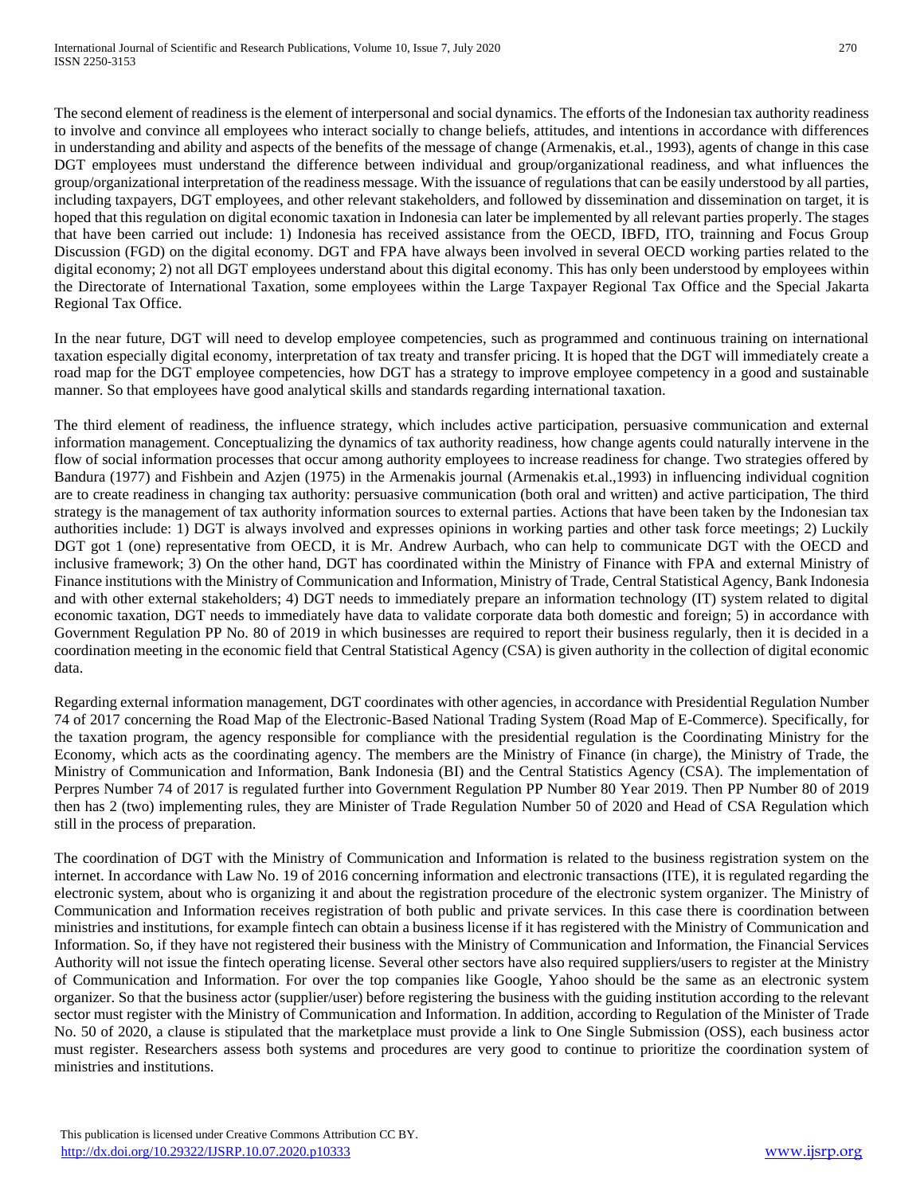The second element of readiness is the element of interpersonal and social dynamics. The efforts of the Indonesian tax authority readiness to involve and convince all employees who interact socially to change beliefs, attitudes, and intentions in accordance with differences in understanding and ability and aspects of the benefits of the message of change (Armenakis, et.al., 1993), agents of change in this case DGT employees must understand the difference between individual and group/organizational readiness, and what influences the group/organizational interpretation of the readiness message. With the issuance of regulations that can be easily understood by all parties, including taxpayers, DGT employees, and other relevant stakeholders, and followed by dissemination and dissemination on target, it is hoped that this regulation on digital economic taxation in Indonesia can later be implemented by all relevant parties properly. The stages that have been carried out include: 1) Indonesia has received assistance from the OECD, IBFD, ITO, trainning and Focus Group Discussion (FGD) on the digital economy. DGT and FPA have always been involved in several OECD working parties related to the digital economy; 2) not all DGT employees understand about this digital economy. This has only been understood by employees within the Directorate of International Taxation, some employees within the Large Taxpayer Regional Tax Office and the Special Jakarta Regional Tax Office.

In the near future, DGT will need to develop employee competencies, such as programmed and continuous training on international taxation especially digital economy, interpretation of tax treaty and transfer pricing. It is hoped that the DGT will immediately create a road map for the DGT employee competencies, how DGT has a strategy to improve employee competency in a good and sustainable manner. So that employees have good analytical skills and standards regarding international taxation.

The third element of readiness, the influence strategy, which includes active participation, persuasive communication and external information management. Conceptualizing the dynamics of tax authority readiness, how change agents could naturally intervene in the flow of social information processes that occur among authority employees to increase readiness for change. Two strategies offered by Bandura (1977) and Fishbein and Azjen (1975) in the Armenakis journal (Armenakis et.al.,1993) in influencing individual cognition are to create readiness in changing tax authority: persuasive communication (both oral and written) and active participation, The third strategy is the management of tax authority information sources to external parties. Actions that have been taken by the Indonesian tax authorities include: 1) DGT is always involved and expresses opinions in working parties and other task force meetings; 2) Luckily DGT got 1 (one) representative from OECD, it is Mr. Andrew Aurbach, who can help to communicate DGT with the OECD and inclusive framework; 3) On the other hand, DGT has coordinated within the Ministry of Finance with FPA and external Ministry of Finance institutions with the Ministry of Communication and Information, Ministry of Trade, Central Statistical Agency, Bank Indonesia and with other external stakeholders; 4) DGT needs to immediately prepare an information technology (IT) system related to digital economic taxation, DGT needs to immediately have data to validate corporate data both domestic and foreign; 5) in accordance with Government Regulation PP No. 80 of 2019 in which businesses are required to report their business regularly, then it is decided in a coordination meeting in the economic field that Central Statistical Agency (CSA) is given authority in the collection of digital economic data.

Regarding external information management, DGT coordinates with other agencies, in accordance with Presidential Regulation Number 74 of 2017 concerning the Road Map of the Electronic-Based National Trading System (Road Map of E-Commerce). Specifically, for the taxation program, the agency responsible for compliance with the presidential regulation is the Coordinating Ministry for the Economy, which acts as the coordinating agency. The members are the Ministry of Finance (in charge), the Ministry of Trade, the Ministry of Communication and Information, Bank Indonesia (BI) and the Central Statistics Agency (CSA). The implementation of Perpres Number 74 of 2017 is regulated further into Government Regulation PP Number 80 Year 2019. Then PP Number 80 of 2019 then has 2 (two) implementing rules, they are Minister of Trade Regulation Number 50 of 2020 and Head of CSA Regulation which still in the process of preparation.

The coordination of DGT with the Ministry of Communication and Information is related to the business registration system on the internet. In accordance with Law No. 19 of 2016 concerning information and electronic transactions (ITE), it is regulated regarding the electronic system, about who is organizing it and about the registration procedure of the electronic system organizer. The Ministry of Communication and Information receives registration of both public and private services. In this case there is coordination between ministries and institutions, for example fintech can obtain a business license if it has registered with the Ministry of Communication and Information. So, if they have not registered their business with the Ministry of Communication and Information, the Financial Services Authority will not issue the fintech operating license. Several other sectors have also required suppliers/users to register at the Ministry of Communication and Information. For over the top companies like Google, Yahoo should be the same as an electronic system organizer. So that the business actor (supplier/user) before registering the business with the guiding institution according to the relevant sector must register with the Ministry of Communication and Information. In addition, according to Regulation of the Minister of Trade No. 50 of 2020, a clause is stipulated that the marketplace must provide a link to One Single Submission (OSS), each business actor must register. Researchers assess both systems and procedures are very good to continue to prioritize the coordination system of ministries and institutions.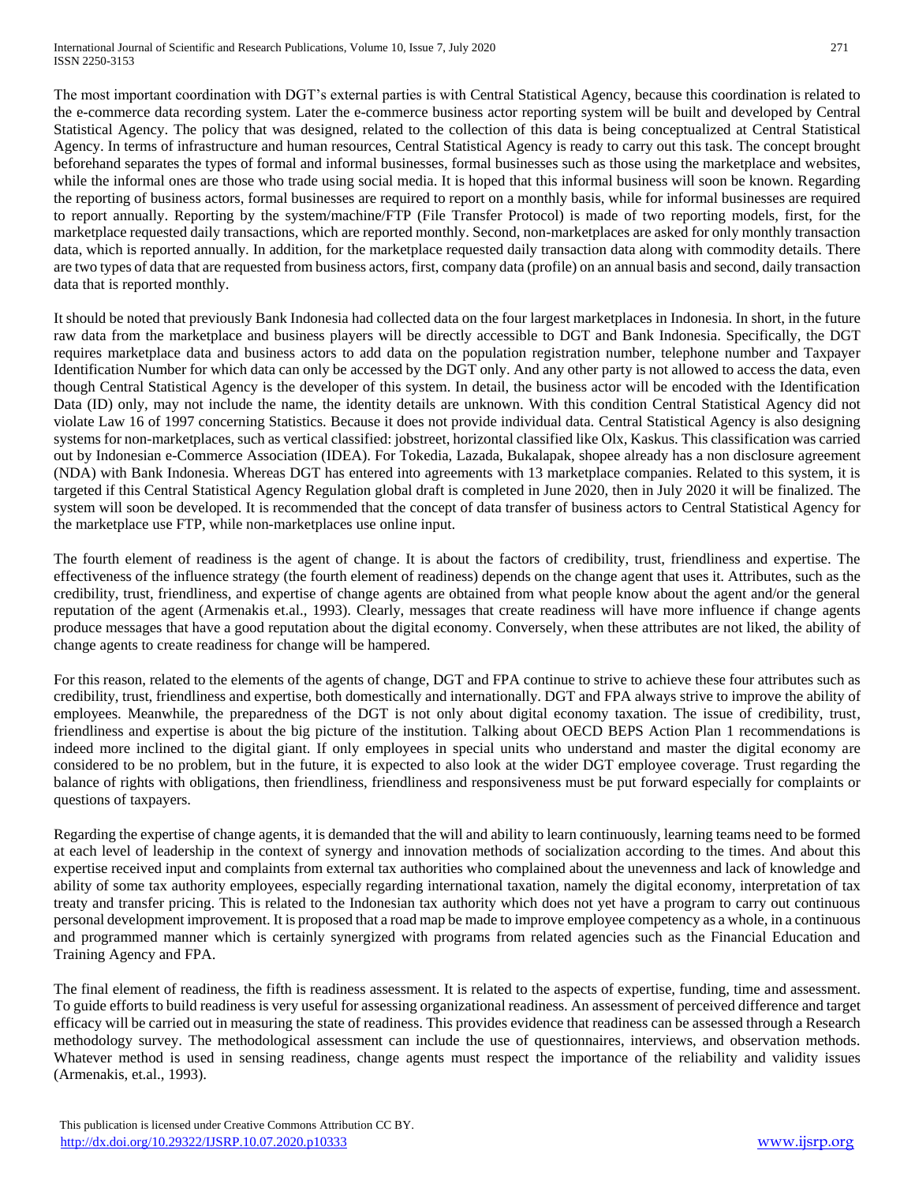The most important coordination with DGT's external parties is with Central Statistical Agency, because this coordination is related to the e-commerce data recording system. Later the e-commerce business actor reporting system will be built and developed by Central Statistical Agency. The policy that was designed, related to the collection of this data is being conceptualized at Central Statistical Agency. In terms of infrastructure and human resources, Central Statistical Agency is ready to carry out this task. The concept brought beforehand separates the types of formal and informal businesses, formal businesses such as those using the marketplace and websites, while the informal ones are those who trade using social media. It is hoped that this informal business will soon be known. Regarding the reporting of business actors, formal businesses are required to report on a monthly basis, while for informal businesses are required to report annually. Reporting by the system/machine/FTP (File Transfer Protocol) is made of two reporting models, first, for the marketplace requested daily transactions, which are reported monthly. Second, non-marketplaces are asked for only monthly transaction data, which is reported annually. In addition, for the marketplace requested daily transaction data along with commodity details. There are two types of data that are requested from business actors, first, company data (profile) on an annual basis and second, daily transaction data that is reported monthly.

It should be noted that previously Bank Indonesia had collected data on the four largest marketplaces in Indonesia. In short, in the future raw data from the marketplace and business players will be directly accessible to DGT and Bank Indonesia. Specifically, the DGT requires marketplace data and business actors to add data on the population registration number, telephone number and Taxpayer Identification Number for which data can only be accessed by the DGT only. And any other party is not allowed to access the data, even though Central Statistical Agency is the developer of this system. In detail, the business actor will be encoded with the Identification Data (ID) only, may not include the name, the identity details are unknown. With this condition Central Statistical Agency did not violate Law 16 of 1997 concerning Statistics. Because it does not provide individual data. Central Statistical Agency is also designing systems for non-marketplaces, such as vertical classified: jobstreet, horizontal classified like Olx, Kaskus. This classification was carried out by Indonesian e-Commerce Association (IDEA). For Tokedia, Lazada, Bukalapak, shopee already has a non disclosure agreement (NDA) with Bank Indonesia. Whereas DGT has entered into agreements with 13 marketplace companies. Related to this system, it is targeted if this Central Statistical Agency Regulation global draft is completed in June 2020, then in July 2020 it will be finalized. The system will soon be developed. It is recommended that the concept of data transfer of business actors to Central Statistical Agency for the marketplace use FTP, while non-marketplaces use online input.

The fourth element of readiness is the agent of change. It is about the factors of credibility, trust, friendliness and expertise. The effectiveness of the influence strategy (the fourth element of readiness) depends on the change agent that uses it. Attributes, such as the credibility, trust, friendliness, and expertise of change agents are obtained from what people know about the agent and/or the general reputation of the agent (Armenakis et.al., 1993). Clearly, messages that create readiness will have more influence if change agents produce messages that have a good reputation about the digital economy. Conversely, when these attributes are not liked, the ability of change agents to create readiness for change will be hampered.

For this reason, related to the elements of the agents of change, DGT and FPA continue to strive to achieve these four attributes such as credibility, trust, friendliness and expertise, both domestically and internationally. DGT and FPA always strive to improve the ability of employees. Meanwhile, the preparedness of the DGT is not only about digital economy taxation. The issue of credibility, trust, friendliness and expertise is about the big picture of the institution. Talking about OECD BEPS Action Plan 1 recommendations is indeed more inclined to the digital giant. If only employees in special units who understand and master the digital economy are considered to be no problem, but in the future, it is expected to also look at the wider DGT employee coverage. Trust regarding the balance of rights with obligations, then friendliness, friendliness and responsiveness must be put forward especially for complaints or questions of taxpayers.

Regarding the expertise of change agents, it is demanded that the will and ability to learn continuously, learning teams need to be formed at each level of leadership in the context of synergy and innovation methods of socialization according to the times. And about this expertise received input and complaints from external tax authorities who complained about the unevenness and lack of knowledge and ability of some tax authority employees, especially regarding international taxation, namely the digital economy, interpretation of tax treaty and transfer pricing. This is related to the Indonesian tax authority which does not yet have a program to carry out continuous personal development improvement. It is proposed that a road map be made to improve employee competency as a whole, in a continuous and programmed manner which is certainly synergized with programs from related agencies such as the Financial Education and Training Agency and FPA.

The final element of readiness, the fifth is readiness assessment. It is related to the aspects of expertise, funding, time and assessment. To guide efforts to build readiness is very useful for assessing organizational readiness. An assessment of perceived difference and target efficacy will be carried out in measuring the state of readiness. This provides evidence that readiness can be assessed through a Research methodology survey. The methodological assessment can include the use of questionnaires, interviews, and observation methods. Whatever method is used in sensing readiness, change agents must respect the importance of the reliability and validity issues (Armenakis, et.al., 1993).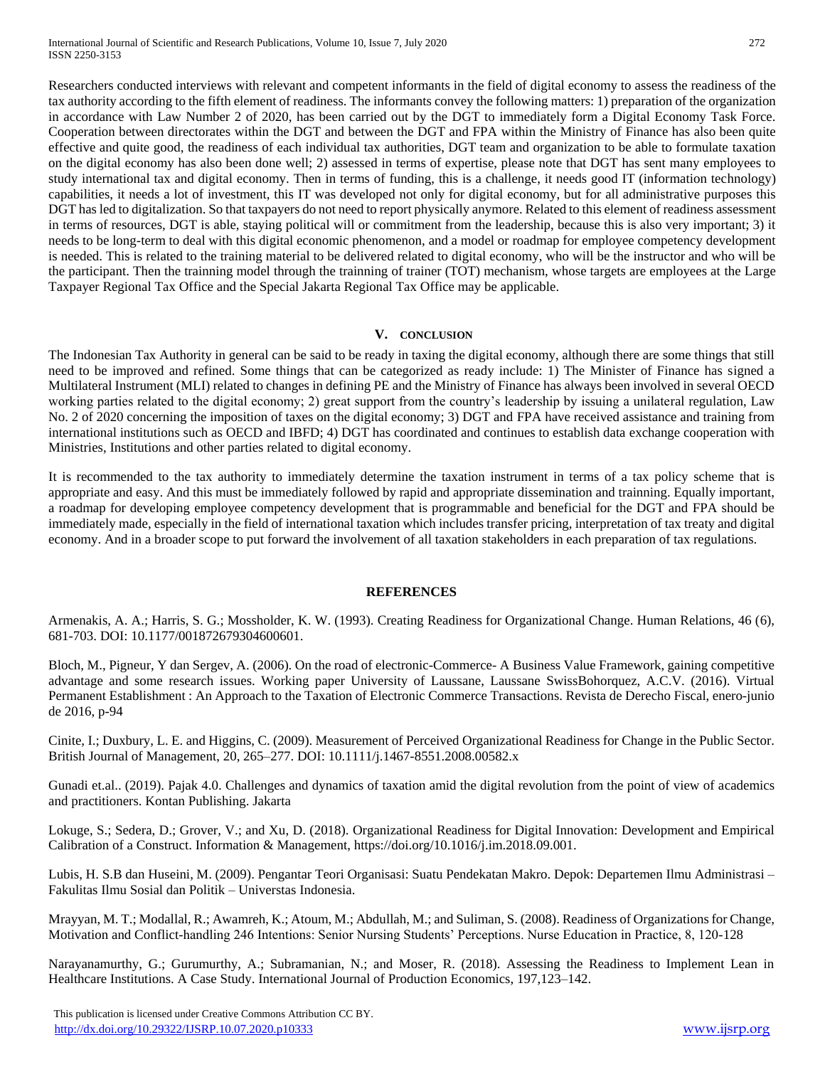Researchers conducted interviews with relevant and competent informants in the field of digital economy to assess the readiness of the tax authority according to the fifth element of readiness. The informants convey the following matters: 1) preparation of the organization in accordance with Law Number 2 of 2020, has been carried out by the DGT to immediately form a Digital Economy Task Force. Cooperation between directorates within the DGT and between the DGT and FPA within the Ministry of Finance has also been quite effective and quite good, the readiness of each individual tax authorities, DGT team and organization to be able to formulate taxation on the digital economy has also been done well; 2) assessed in terms of expertise, please note that DGT has sent many employees to study international tax and digital economy. Then in terms of funding, this is a challenge, it needs good IT (information technology) capabilities, it needs a lot of investment, this IT was developed not only for digital economy, but for all administrative purposes this DGT has led to digitalization. So that taxpayers do not need to report physically anymore. Related to this element of readiness assessment in terms of resources, DGT is able, staying political will or commitment from the leadership, because this is also very important; 3) it needs to be long-term to deal with this digital economic phenomenon, and a model or roadmap for employee competency development is needed. This is related to the training material to be delivered related to digital economy, who will be the instructor and who will be the participant. Then the trainning model through the trainning of trainer (TOT) mechanism, whose targets are employees at the Large Taxpayer Regional Tax Office and the Special Jakarta Regional Tax Office may be applicable.

## V. CONCLUSION

The Indonesian Tax Authority in general can be said to be ready in taxing the digital economy, although there are some things that still need to be improved and refined. Some things that can be categorized as ready include: 1) The Minister of Finance has signed a Multilateral Instrument (MLI) related to changes in defining PE and the Ministry of Finance has always been involved in several OECD working parties related to the digital economy; 2) great support from the country's leadership by issuing a unilateral regulation, Law No. 2 of 2020 concerning the imposition of taxes on the digital economy; 3) DGT and FPA have received assistance and training from international institutions such as OECD and IBFD; 4) DGT has coordinated and continues to establish data exchange cooperation with Ministries, Institutions and other parties related to digital economy.

It is recommended to the tax authority to immediately determine the taxation instrument in terms of a tax policy scheme that is appropriate and easy. And this must be immediately followed by rapid and appropriate dissemination and trainning. Equally important, a roadmap for developing employee competency development that is programmable and beneficial for the DGT and FPA should be immediately made, especially in the field of international taxation which includes transfer pricing, interpretation of tax treaty and digital economy. And in a broader scope to put forward the involvement of all taxation stakeholders in each preparation of tax regulations.

## REFERENCES

Armenakis, A. A.; Harris, S. G.; Mossholder, K. W. (1993). Creating Readiness for Organizational Change. Human Relations, 46 (6), 681-703. DOI: 10.1177/001872679304600601.

Bloch, M., Pigneur, Y dan Sergev, A. (2006). On the road of electronic-Commerce- A Business Value Framework, gaining competitive advantage and some research issues. Working paper University of Laussane, Laussane SwissBohorquez, A.C.V. (2016). Virtual Permanent Establishment : An Approach to the Taxation of Electronic Commerce Transactions. Revista de Derecho Fiscal, enero-junio de 2016, p-94

Cinite, I.; Duxbury, L. E. and Higgins, C. (2009). Measurement of Perceived Organizational Readiness for Change in the Public Sector. British Journal of Management, 20, 265–277. DOI: 10.1111/j.1467-8551.2008.00582.x

Gunadi et.al.. (2019). Pajak 4.0. Challenges and dynamics of taxation amid the digital revolution from the point of view of academics and practitioners. Kontan Publishing. Jakarta

Lokuge, S.; Sedera, D.; Grover, V.; and Xu, D. (2018). Organizational Readiness for Digital Innovation: Development and Empirical Calibration of a Construct. Information & Management, https://doi.org/10.1016/j.im.2018.09.001.

Lubis, H. S.B dan Huseini, M. (2009). Pengantar Teori Organisasi: Suatu Pendekatan Makro. Depok: Departemen Ilmu Administrasi – Fakulitas Ilmu Sosial dan Politik – Universtas Indonesia.

Mrayyan, M. T.; Modallal, R.; Awamreh, K.; Atoum, M.; Abdullah, M.; and Suliman, S. (2008). Readiness of Organizations for Change, Motivation and Conflict-handling 246 Intentions: Senior Nursing Students' Perceptions. Nurse Education in Practice, 8, 120-128

Narayanamurthy, G.; Gurumurthy, A.; Subramanian, N.; and Moser, R. (2018). Assessing the Readiness to Implement Lean in Healthcare Institutions. A Case Study. International Journal of Production Economics, 197,123–142.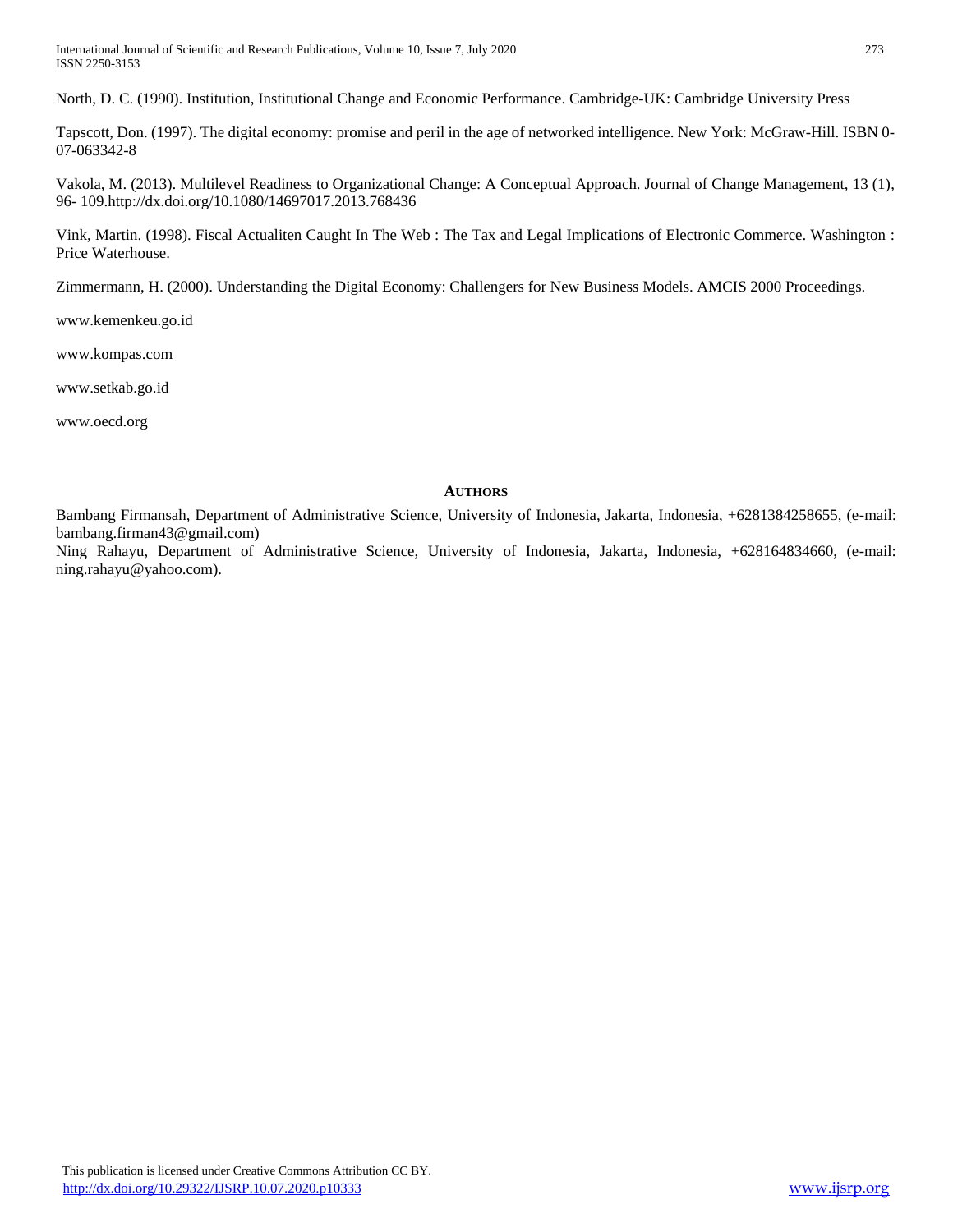North, D. C. (1990). Institution, Institutional Change and Economic Performance. Cambridge-UK: Cambridge University Press

Tapscott, Don. (1997). The digital economy: promise and peril in the age of networked intelligence. New York: McGraw-Hill. ISBN 0-07-063342-8

Vakola, M. (2013). Multilevel Readiness to Organizational Change: A Conceptual Approach. Journal of Change Management, 13 (1), 96- 109.http://dx.doi.org/10.1080/14697017.2013.768436

Vink, Martin. (1998). Fiscal Actualiten Caught In The Web : The Tax and Legal Implications of Electronic Commerce. Washington : Price Waterhouse.

Zimmermann, H. (2000). Understanding the Digital Economy: Challengers for New Business Models. AMCIS 2000 Proceedings.

www.kemenkeu.go.id

www.kompas.com

www.setkab.go.id

www.oecd.org

## Authors

Bambang Firmansah, Department of Administrative Science, University of Indonesia, Jakarta, Indonesia, +6281384258655, (e-mail: bambang.firman43@gmail.com)

Ning Rahayu, Department of Administrative Science, University of Indonesia, Jakarta, Indonesia, +628164834660, (e-mail: ning.rahayu@yahoo.com).

This publication is licensed under Creative Commons Attribution CC BY.
http://dx.doi.org/10.29322/IJSRP.10.07.2020.p10333